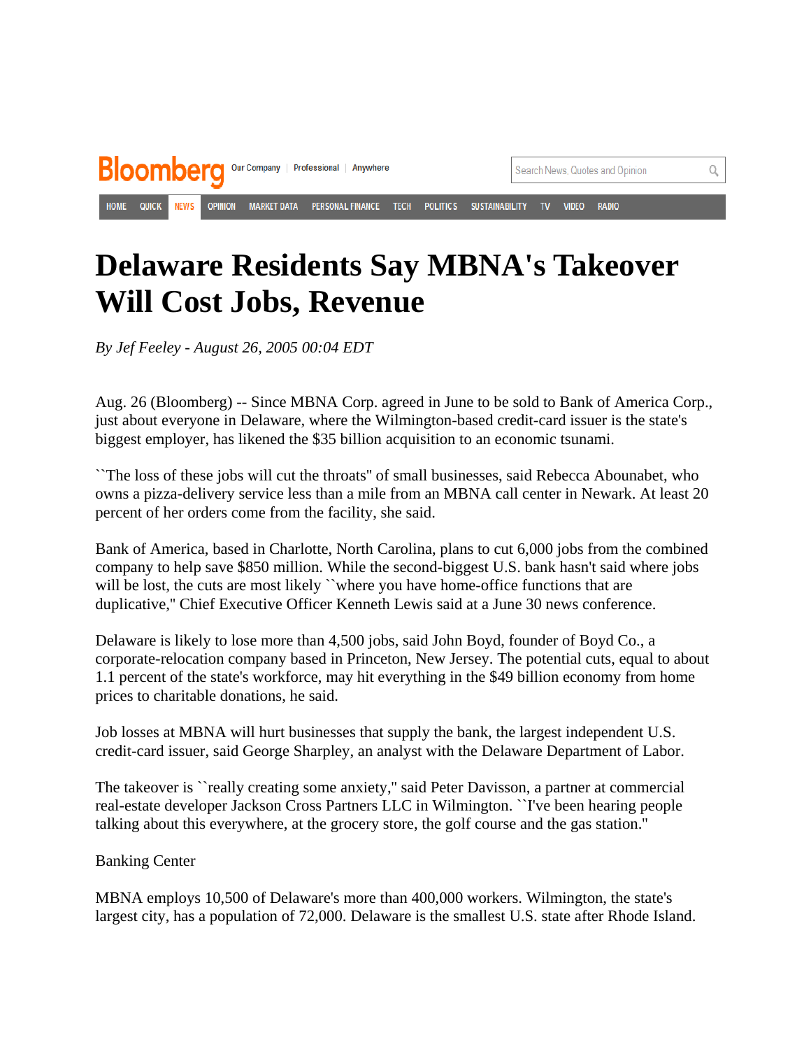# Delaware Residents Say MBNA's Takeover Will Cost Jobs, Revenue

*By Jef Feeley - August 26, 2005 00:04 EDT*

Aug. 26 (Bloomberg) -- Since MBNA Corp. agreed in June to be sold to Bank of America Corp., just about everyone in Delaware, where the Wilmington-based credit-card issuer is the state's biggest employer, has likened the $35 billion acquisition to an economic tsunami.

``The loss of these jobs will cut the throats'' of small businesses, said Rebecca Abounabet, who owns a pizza-delivery service less than a mile from an MBNA call center in Newark. At least 20 percent of her orders come from the facility, she said.

Bank of America, based in Charlotte, North Carolina, plans to cut 6,000 jobs from the combined company to help save $850 million. While the second-biggest U.S. bank hasn't said where jobs will be lost, the cuts are most likely ``where you have home-office functions that are duplicative,'' Chief Executive Officer Kenneth Lewis said at a June 30 news conference.

Delaware is likely to lose more than 4,500 jobs, said John Boyd, founder of Boyd Co., a corporate-relocation company based in Princeton, New Jersey. The potential cuts, equal to about 1.1 percent of the state's workforce, may hit everything in the $49 billion economy from home prices to charitable donations, he said.

Job losses at MBNA will hurt businesses that supply the bank, the largest independent U.S. credit-card issuer, said George Sharpley, an analyst with the Delaware Department of Labor.

The takeover is ``really creating some anxiety,'' said Peter Davisson, a partner at commercial real-estate developer Jackson Cross Partners LLC in Wilmington. ``I've been hearing people talking about this everywhere, at the grocery store, the golf course and the gas station.''

Banking Center

MBNA employs 10,500 of Delaware's more than 400,000 workers. Wilmington, the state's largest city, has a population of 72,000. Delaware is the smallest U.S. state after Rhode Island.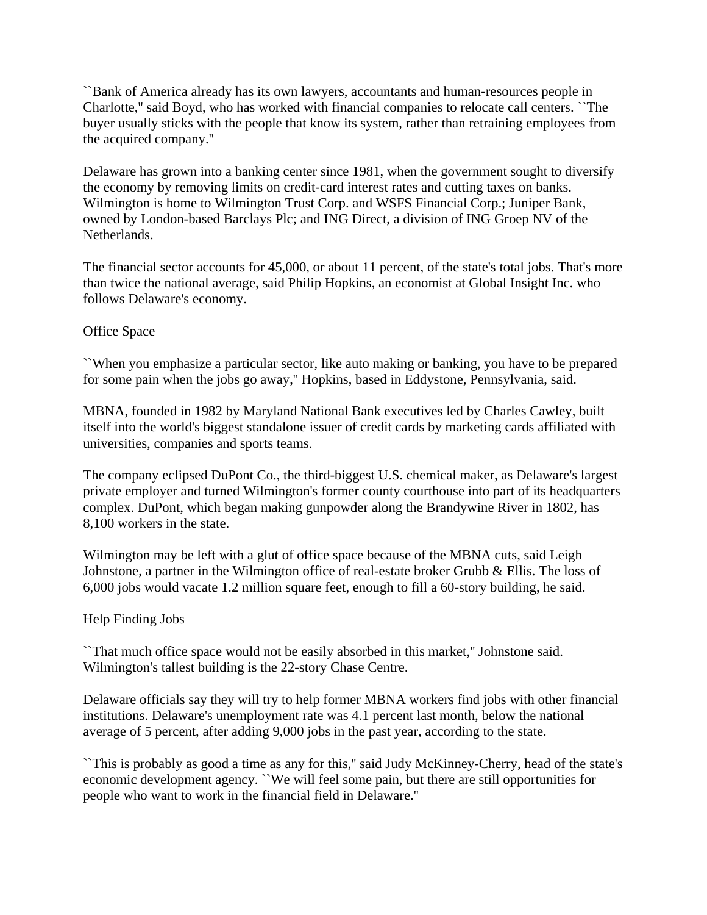``Bank of America already has its own lawyers, accountants and human-resources people in Charlotte,'' said Boyd, who has worked with financial companies to relocate call centers. ``The buyer usually sticks with the people that know its system, rather than retraining employees from the acquired company.''

Delaware has grown into a banking center since 1981, when the government sought to diversify the economy by removing limits on credit-card interest rates and cutting taxes on banks. Wilmington is home to Wilmington Trust Corp. and WSFS Financial Corp.; Juniper Bank, owned by London-based Barclays Plc; and ING Direct, a division of ING Groep NV of the Netherlands.

The financial sector accounts for 45,000, or about 11 percent, of the state's total jobs. That's more than twice the national average, said Philip Hopkins, an economist at Global Insight Inc. who follows Delaware's economy.

## Office Space

``When you emphasize a particular sector, like auto making or banking, you have to be prepared for some pain when the jobs go away,'' Hopkins, based in Eddystone, Pennsylvania, said.

MBNA, founded in 1982 by Maryland National Bank executives led by Charles Cawley, built itself into the world's biggest standalone issuer of credit cards by marketing cards affiliated with universities, companies and sports teams.

The company eclipsed DuPont Co., the third-biggest U.S. chemical maker, as Delaware's largest private employer and turned Wilmington's former county courthouse into part of its headquarters complex. DuPont, which began making gunpowder along the Brandywine River in 1802, has 8,100 workers in the state.

Wilmington may be left with a glut of office space because of the MBNA cuts, said Leigh Johnstone, a partner in the Wilmington office of real-estate broker Grubb & Ellis. The loss of 6,000 jobs would vacate 1.2 million square feet, enough to fill a 60-story building, he said.

## Help Finding Jobs

``That much office space would not be easily absorbed in this market,'' Johnstone said. Wilmington's tallest building is the 22-story Chase Centre.

Delaware officials say they will try to help former MBNA workers find jobs with other financial institutions. Delaware's unemployment rate was 4.1 percent last month, below the national average of 5 percent, after adding 9,000 jobs in the past year, according to the state.

``This is probably as good a time as any for this,'' said Judy McKinney-Cherry, head of the state's economic development agency. ``We will feel some pain, but there are still opportunities for people who want to work in the financial field in Delaware.''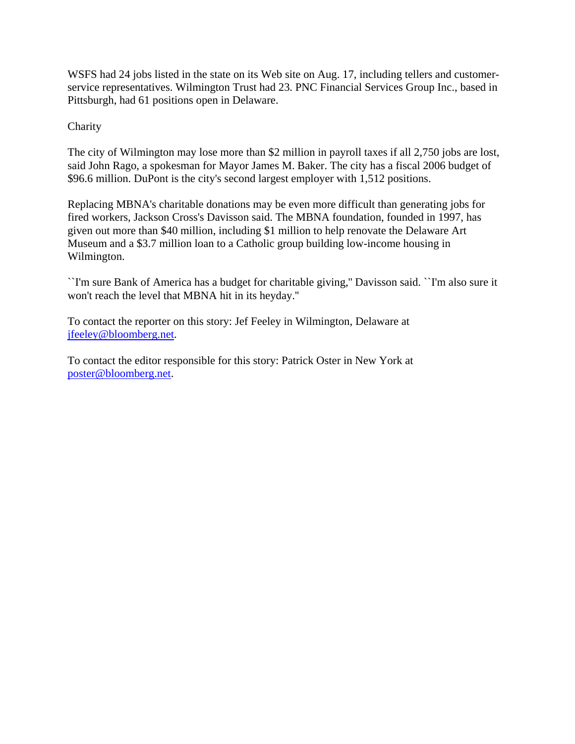WSFS had 24 jobs listed in the state on its Web site on Aug. 17, including tellers and customer-service representatives. Wilmington Trust had 23. PNC Financial Services Group Inc., based in Pittsburgh, had 61 positions open in Delaware.

## Charity

The city of Wilmington may lose more than $2 million in payroll taxes if all 2,750 jobs are lost, said John Rago, a spokesman for Mayor James M. Baker. The city has a fiscal 2006 budget of $96.6 million. DuPont is the city's second largest employer with 1,512 positions.

Replacing MBNA's charitable donations may be even more difficult than generating jobs for fired workers, Jackson Cross's Davisson said. The MBNA foundation, founded in 1997, has given out more than $40 million, including $1 million to help renovate the Delaware Art Museum and a $3.7 million loan to a Catholic group building low-income housing in Wilmington.

``I'm sure Bank of America has a budget for charitable giving,'' Davisson said. ``I'm also sure it won't reach the level that MBNA hit in its heyday.''

To contact the reporter on this story: Jef Feeley in Wilmington, Delaware at jfeeley@bloomberg.net.

To contact the editor responsible for this story: Patrick Oster in New York at poster@bloomberg.net.